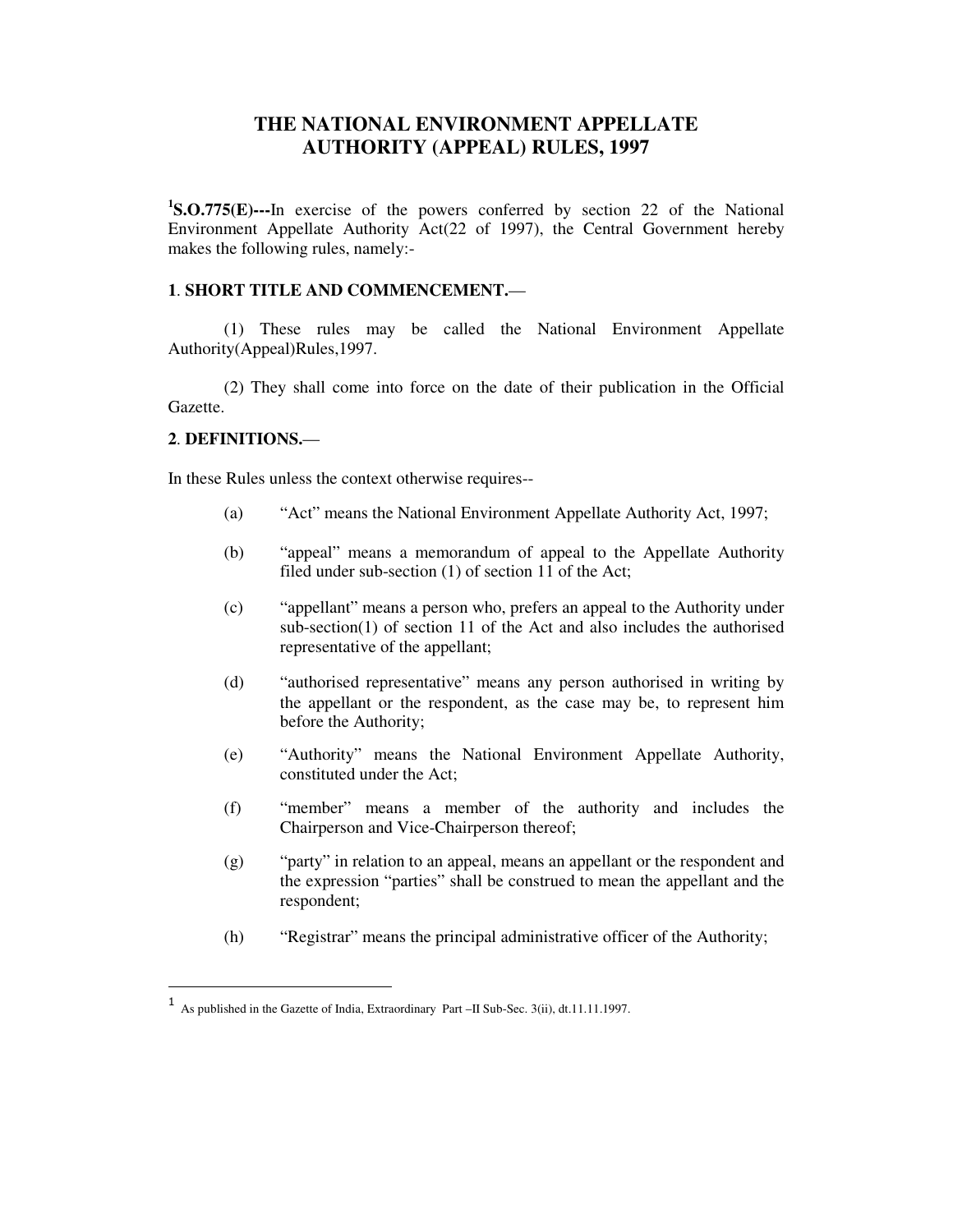# THE NATIONAL ENVIRONMENT APPELLATE AUTHORITY (APPEAL) RULES, 1997

[1]**S.O.775(E)---**In exercise of the powers conferred by section 22 of the National Environment Appellate Authority Act(22 of 1997), the Central Government hereby makes the following rules, namely:-

**1**. **SHORT TITLE AND COMMENCEMENT.**—

(1) These rules may be called the National Environment Appellate Authority(Appeal)Rules,1997.

(2) They shall come into force on the date of their publication in the Official Gazette.

**2**. **DEFINITIONS.**—

In these Rules unless the context otherwise requires--

(a) "Act" means the National Environment Appellate Authority Act, 1997;

(b) "appeal" means a memorandum of appeal to the Appellate Authority filed under sub-section (1) of section 11 of the Act;

(c) "appellant" means a person who, prefers an appeal to the Authority under sub-section(1) of section 11 of the Act and also includes the authorised representative of the appellant;

(d) "authorised representative" means any person authorised in writing by the appellant or the respondent, as the case may be, to represent him before the Authority;

(e) "Authority" means the National Environment Appellate Authority, constituted under the Act;

(f) "member" means a member of the authority and includes the Chairperson and Vice-Chairperson thereof;

(g) "party" in relation to an appeal, means an appellant or the respondent and the expression "parties" shall be construed to mean the appellant and the respondent;

(h) "Registrar" means the principal administrative officer of the Authority;

---

[1] As published in the Gazette of India, Extraordinary Part –II Sub-Sec. 3(ii), dt.11.11.1997.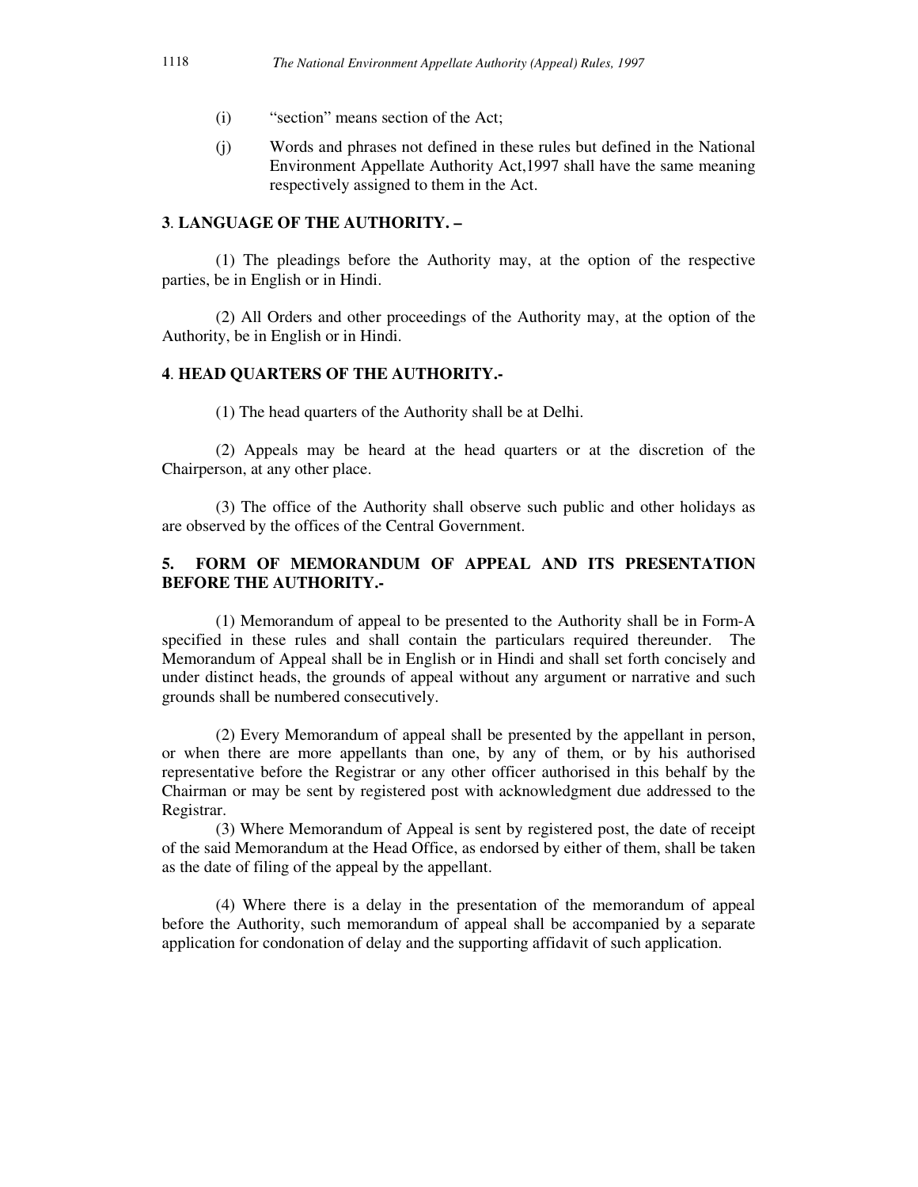(i) "section" means section of the Act;

(j) Words and phrases not defined in these rules but defined in the National Environment Appellate Authority Act,1997 shall have the same meaning respectively assigned to them in the Act.

**3. LANGUAGE OF THE AUTHORITY. –**

(1) The pleadings before the Authority may, at the option of the respective parties, be in English or in Hindi.

(2) All Orders and other proceedings of the Authority may, at the option of the Authority, be in English or in Hindi.

**4. HEAD QUARTERS OF THE AUTHORITY.-**

(1) The head quarters of the Authority shall be at Delhi.

(2) Appeals may be heard at the head quarters or at the discretion of the Chairperson, at any other place.

(3) The office of the Authority shall observe such public and other holidays as are observed by the offices of the Central Government.

**5. FORM OF MEMORANDUM OF APPEAL AND ITS PRESENTATION BEFORE THE AUTHORITY.-**

(1) Memorandum of appeal to be presented to the Authority shall be in Form-A specified in these rules and shall contain the particulars required thereunder. The Memorandum of Appeal shall be in English or in Hindi and shall set forth concisely and under distinct heads, the grounds of appeal without any argument or narrative and such grounds shall be numbered consecutively.

(2) Every Memorandum of appeal shall be presented by the appellant in person, or when there are more appellants than one, by any of them, or by his authorised representative before the Registrar or any other officer authorised in this behalf by the Chairman or may be sent by registered post with acknowledgment due addressed to the Registrar.

(3) Where Memorandum of Appeal is sent by registered post, the date of receipt of the said Memorandum at the Head Office, as endorsed by either of them, shall be taken as the date of filing of the appeal by the appellant.

(4) Where there is a delay in the presentation of the memorandum of appeal before the Authority, such memorandum of appeal shall be accompanied by a separate application for condonation of delay and the supporting affidavit of such application.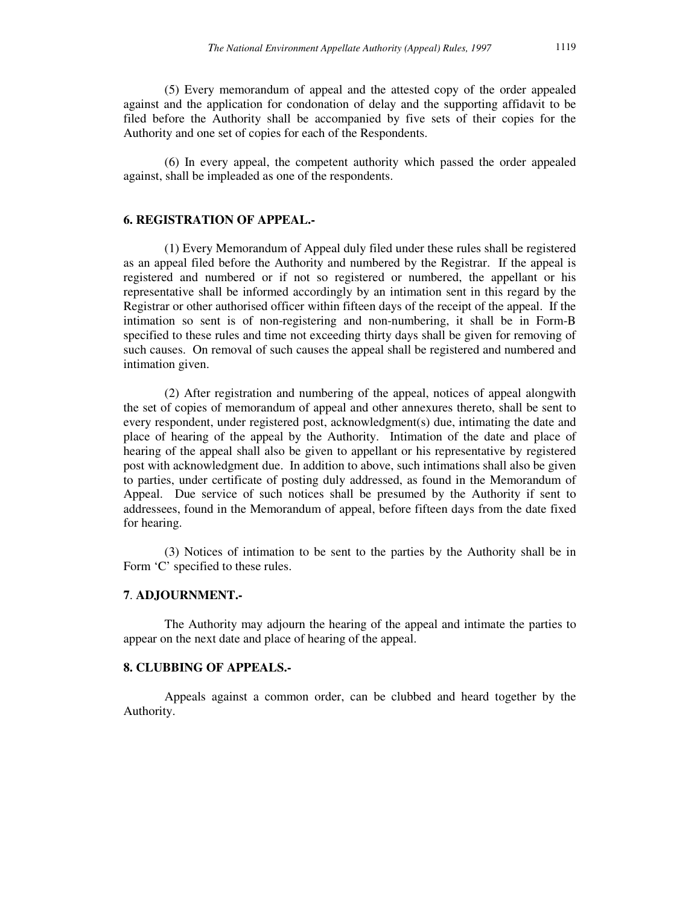(5) Every memorandum of appeal and the attested copy of the order appealed against and the application for condonation of delay and the supporting affidavit to be filed before the Authority shall be accompanied by five sets of their copies for the Authority and one set of copies for each of the Respondents.

(6) In every appeal, the competent authority which passed the order appealed against, shall be impleaded as one of the respondents.

**6. REGISTRATION OF APPEAL.-**

(1) Every Memorandum of Appeal duly filed under these rules shall be registered as an appeal filed before the Authority and numbered by the Registrar. If the appeal is registered and numbered or if not so registered or numbered, the appellant or his representative shall be informed accordingly by an intimation sent in this regard by the Registrar or other authorised officer within fifteen days of the receipt of the appeal. If the intimation so sent is of non-registering and non-numbering, it shall be in Form-B specified to these rules and time not exceeding thirty days shall be given for removing of such causes. On removal of such causes the appeal shall be registered and numbered and intimation given.

(2) After registration and numbering of the appeal, notices of appeal alongwith the set of copies of memorandum of appeal and other annexures thereto, shall be sent to every respondent, under registered post, acknowledgment(s) due, intimating the date and place of hearing of the appeal by the Authority. Intimation of the date and place of hearing of the appeal shall also be given to appellant or his representative by registered post with acknowledgment due. In addition to above, such intimations shall also be given to parties, under certificate of posting duly addressed, as found in the Memorandum of Appeal. Due service of such notices shall be presumed by the Authority if sent to addressees, found in the Memorandum of appeal, before fifteen days from the date fixed for hearing.

(3) Notices of intimation to be sent to the parties by the Authority shall be in Form 'C' specified to these rules.

**7. ADJOURNMENT.-**

The Authority may adjourn the hearing of the appeal and intimate the parties to appear on the next date and place of hearing of the appeal.

**8. CLUBBING OF APPEALS.-**

Appeals against a common order, can be clubbed and heard together by the Authority.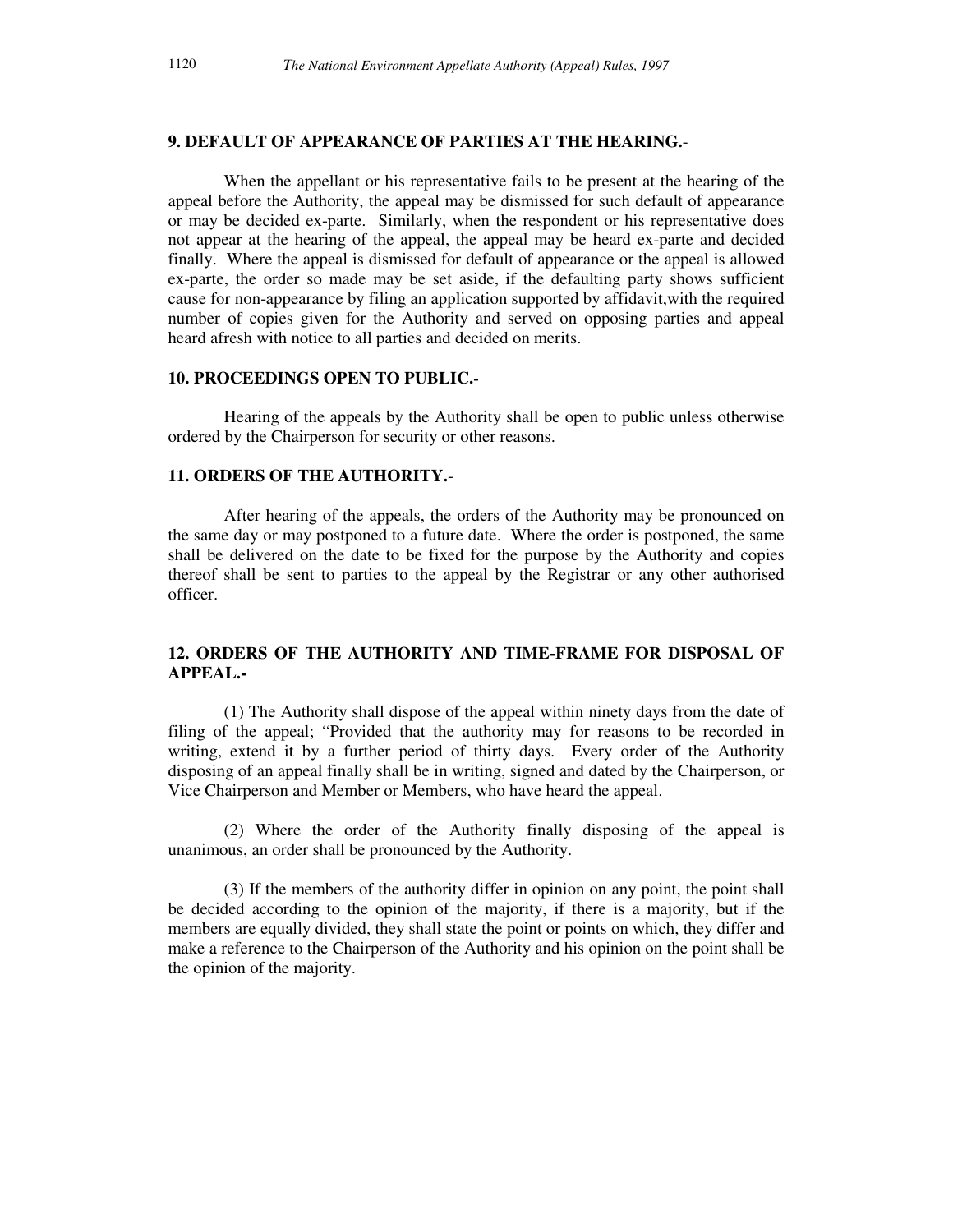### 9. DEFAULT OF APPEARANCE OF PARTIES AT THE HEARING.-

When the appellant or his representative fails to be present at the hearing of the appeal before the Authority, the appeal may be dismissed for such default of appearance or may be decided ex-parte. Similarly, when the respondent or his representative does not appear at the hearing of the appeal, the appeal may be heard ex-parte and decided finally. Where the appeal is dismissed for default of appearance or the appeal is allowed ex-parte, the order so made may be set aside, if the defaulting party shows sufficient cause for non-appearance by filing an application supported by affidavit,with the required number of copies given for the Authority and served on opposing parties and appeal heard afresh with notice to all parties and decided on merits.

### 10. PROCEEDINGS OPEN TO PUBLIC.-

Hearing of the appeals by the Authority shall be open to public unless otherwise ordered by the Chairperson for security or other reasons.

### 11. ORDERS OF THE AUTHORITY.-

After hearing of the appeals, the orders of the Authority may be pronounced on the same day or may postponed to a future date. Where the order is postponed, the same shall be delivered on the date to be fixed for the purpose by the Authority and copies thereof shall be sent to parties to the appeal by the Registrar or any other authorised officer.

### 12. ORDERS OF THE AUTHORITY AND TIME-FRAME FOR DISPOSAL OF APPEAL.-

(1) The Authority shall dispose of the appeal within ninety days from the date of filing of the appeal; "Provided that the authority may for reasons to be recorded in writing, extend it by a further period of thirty days. Every order of the Authority disposing of an appeal finally shall be in writing, signed and dated by the Chairperson, or Vice Chairperson and Member or Members, who have heard the appeal.

(2) Where the order of the Authority finally disposing of the appeal is unanimous, an order shall be pronounced by the Authority.

(3) If the members of the authority differ in opinion on any point, the point shall be decided according to the opinion of the majority, if there is a majority, but if the members are equally divided, they shall state the point or points on which, they differ and make a reference to the Chairperson of the Authority and his opinion on the point shall be the opinion of the majority.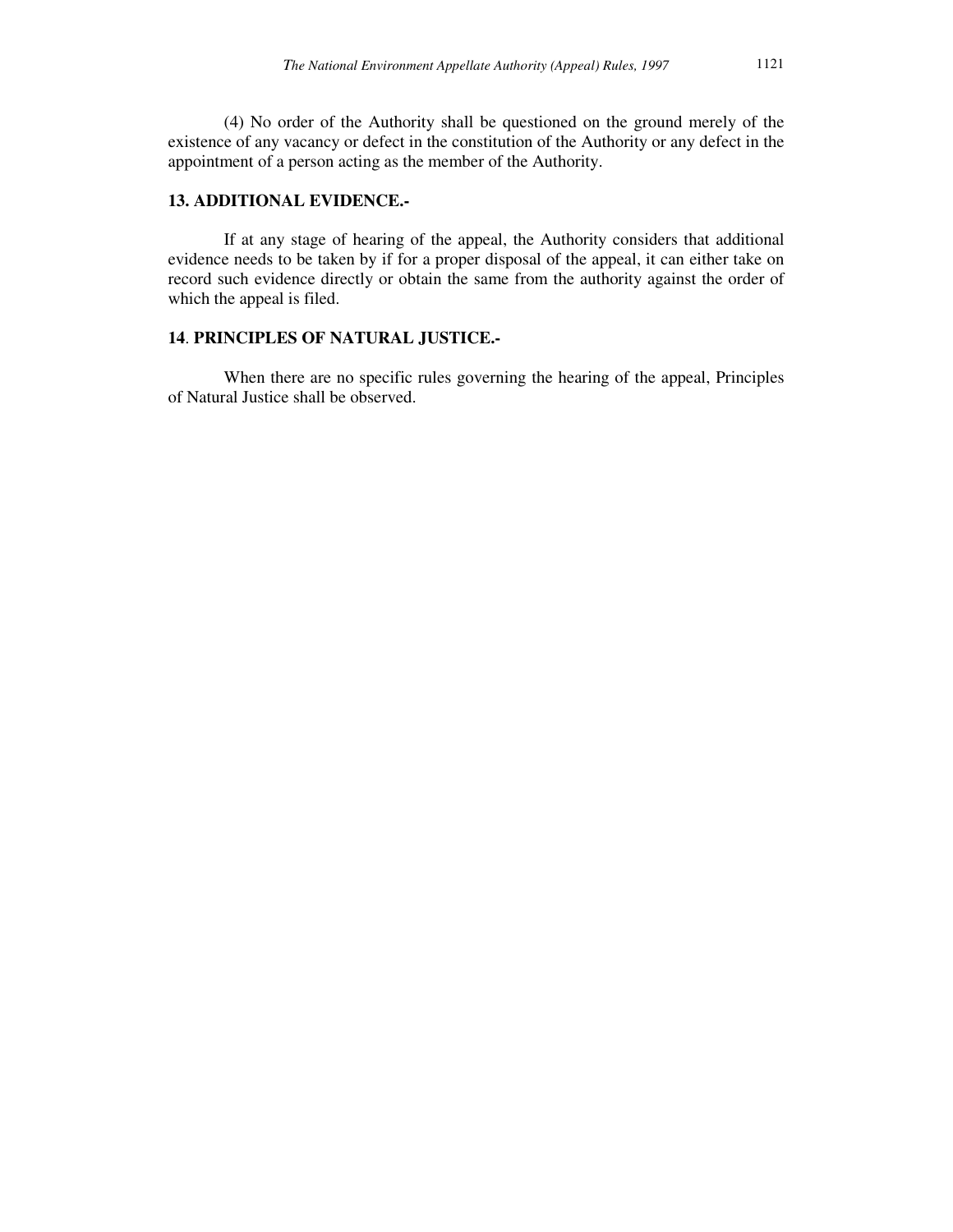(4) No order of the Authority shall be questioned on the ground merely of the existence of any vacancy or defect in the constitution of the Authority or any defect in the appointment of a person acting as the member of the Authority.

### 13. ADDITIONAL EVIDENCE.-

If at any stage of hearing of the appeal, the Authority considers that additional evidence needs to be taken by if for a proper disposal of the appeal, it can either take on record such evidence directly or obtain the same from the authority against the order of which the appeal is filed.

### 14. PRINCIPLES OF NATURAL JUSTICE.-

When there are no specific rules governing the hearing of the appeal, Principles of Natural Justice shall be observed.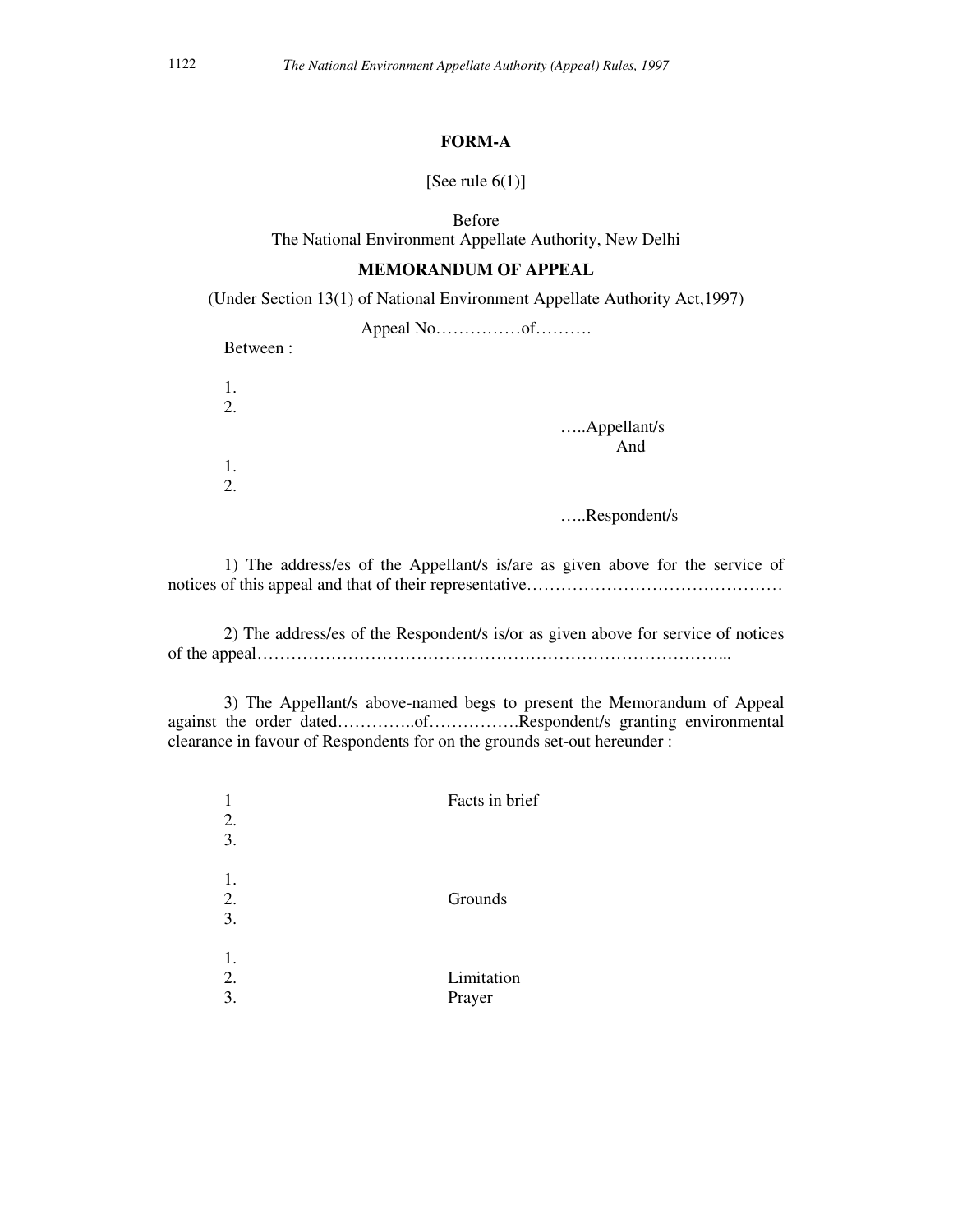## FORM-A

[See rule 6(1)]

Before
The National Environment Appellate Authority, New Delhi

**MEMORANDUM OF APPEAL**

(Under Section 13(1) of National Environment Appellate Authority Act,1997)

Appeal No……………of……….

Between :

1.
2.

…..Appellant/s
And

1.
2.

…..Respondent/s

1) The address/es of the Appellant/s is/are as given above for the service of notices of this appeal and that of their representative………………………………………

2) The address/es of the Respondent/s is/or as given above for service of notices of the appeal………………………………………………………………………...

3) The Appellant/s above-named begs to present the Memorandum of Appeal against the order dated…………..of…………….Respondent/s granting environmental clearance in favour of Respondents for on the grounds set-out hereunder :

1 Facts in brief
2.
3.

1.
2. Grounds
3.

1.
2. Limitation
3. Prayer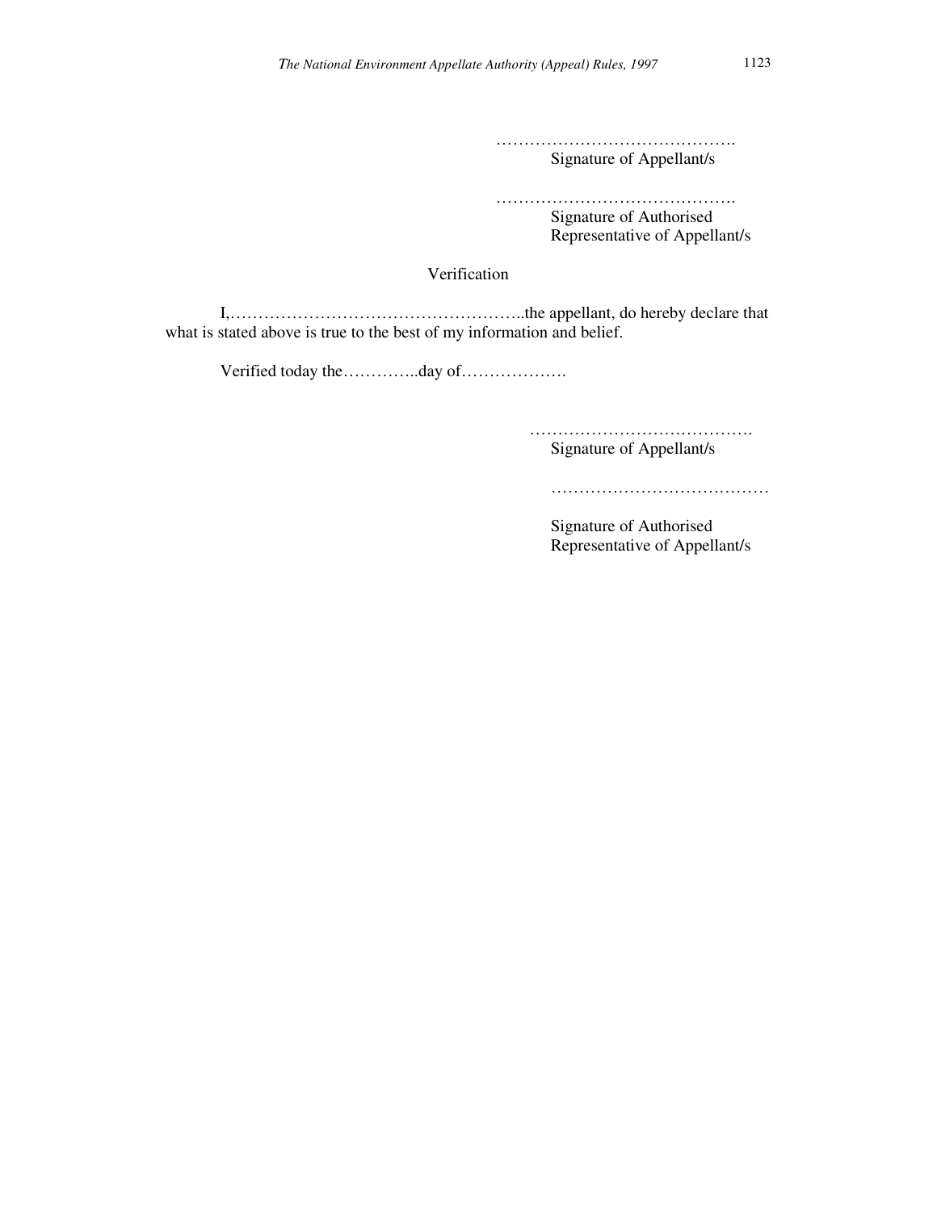…………………………………….
Signature of Appellant/s

…………………………………….
Signature of Authorised
Representative of Appellant/s

Verification

I,……………………………………………..the appellant, do hereby declare that what is stated above is true to the best of my information and belief.

Verified today the…………..day of……………….

………………………………….
Signature of Appellant/s

…………………………………

Signature of Authorised
Representative of Appellant/s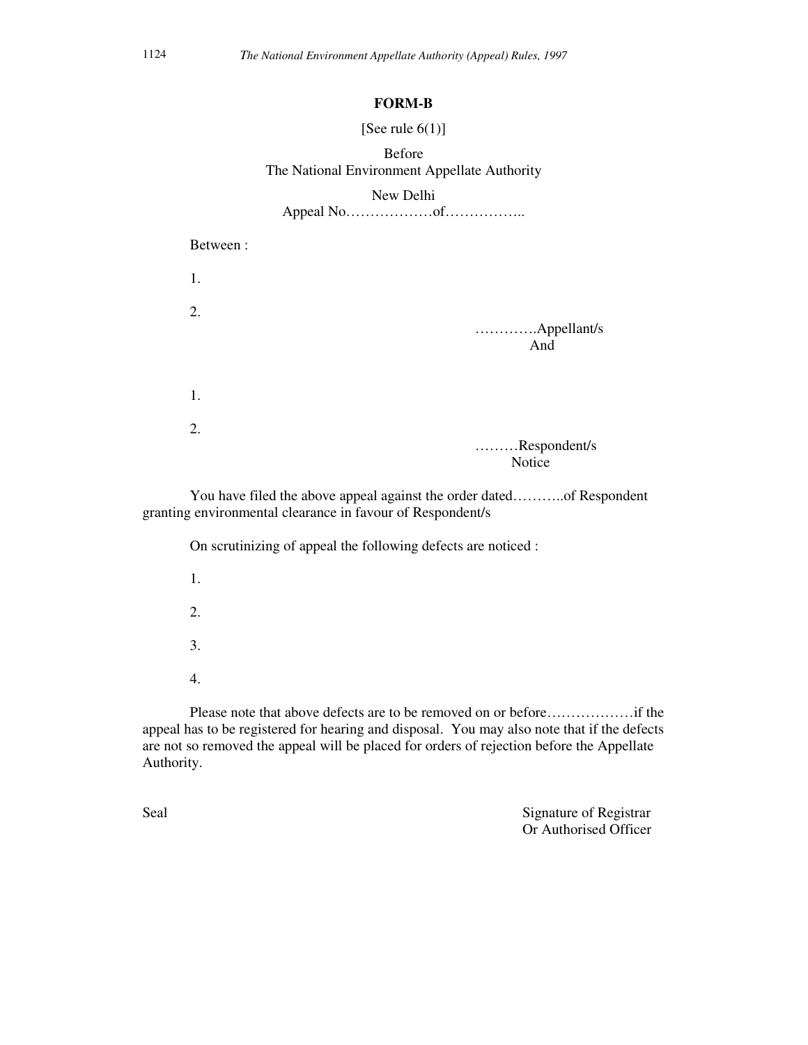# FORM-B

[See rule 6(1)]

Before
The National Environment Appellate Authority

New Delhi
Appeal No………………of……………..

Between :

1.

2.

………….Appellant/s

And

1.

2.

………Respondent/s

Notice

You have filed the above appeal against the order dated………..of Respondent granting environmental clearance in favour of Respondent/s

On scrutinizing of appeal the following defects are noticed :

1.

2.

3.

4.

Please note that above defects are to be removed on or before………………if the appeal has to be registered for hearing and disposal. You may also note that if the defects are not so removed the appeal will be placed for orders of rejection before the Appellate Authority.

Seal

Signature of Registrar
Or Authorised Officer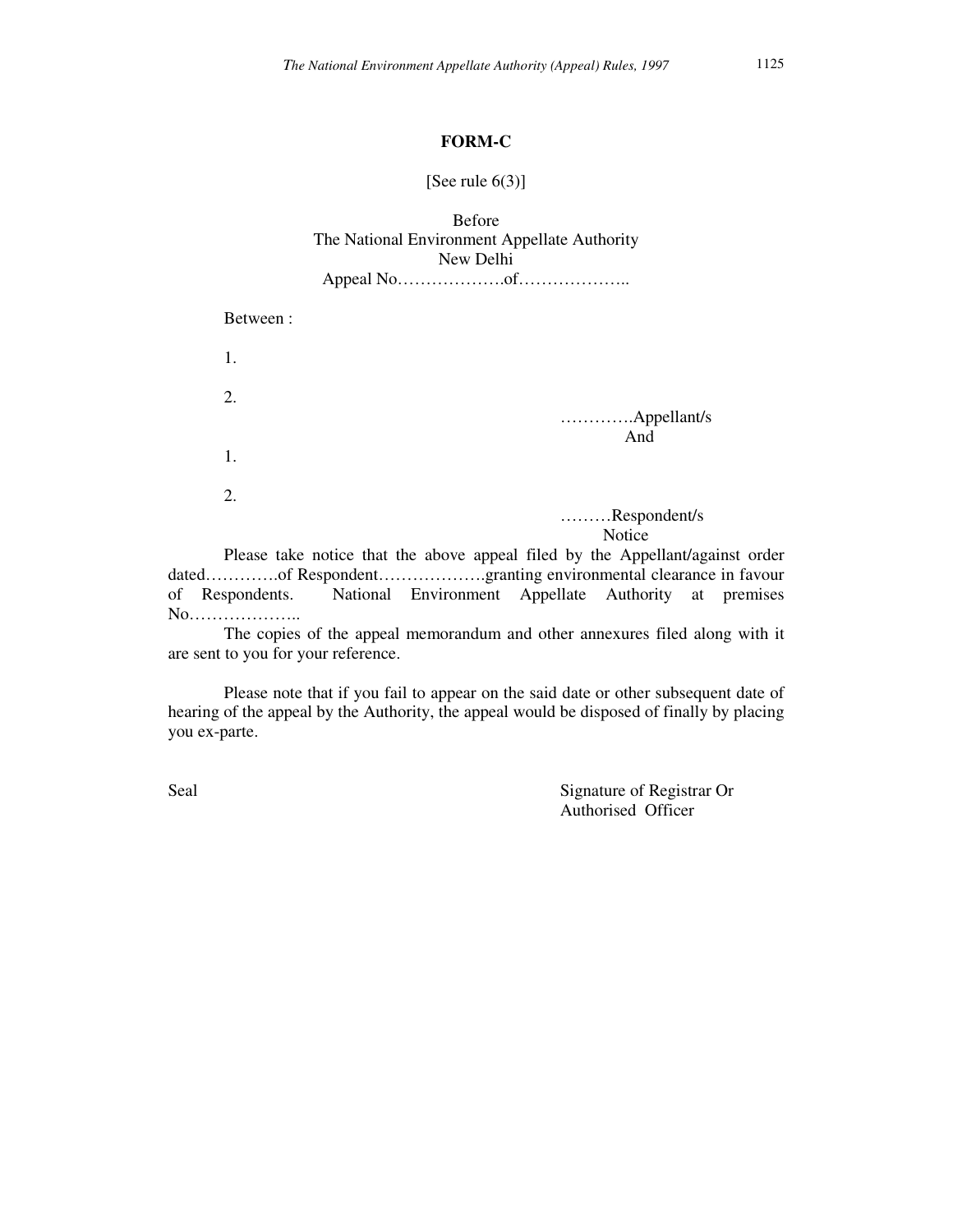## FORM-C

[See rule 6(3)]

Before
The National Environment Appellate Authority
New Delhi
Appeal No……………….of………………..

Between :

1.

2.

………….Appellant/s

And

1.

2.

………Respondent/s

Notice

Please take notice that the above appeal filed by the Appellant/against order dated………….of Respondent……………….granting environmental clearance in favour of Respondents. National Environment Appellate Authority at premises No………………..

The copies of the appeal memorandum and other annexures filed along with it are sent to you for your reference.

Please note that if you fail to appear on the said date or other subsequent date of hearing of the appeal by the Authority, the appeal would be disposed of finally by placing you ex-parte.

Seal

Signature of Registrar Or
Authorised Officer